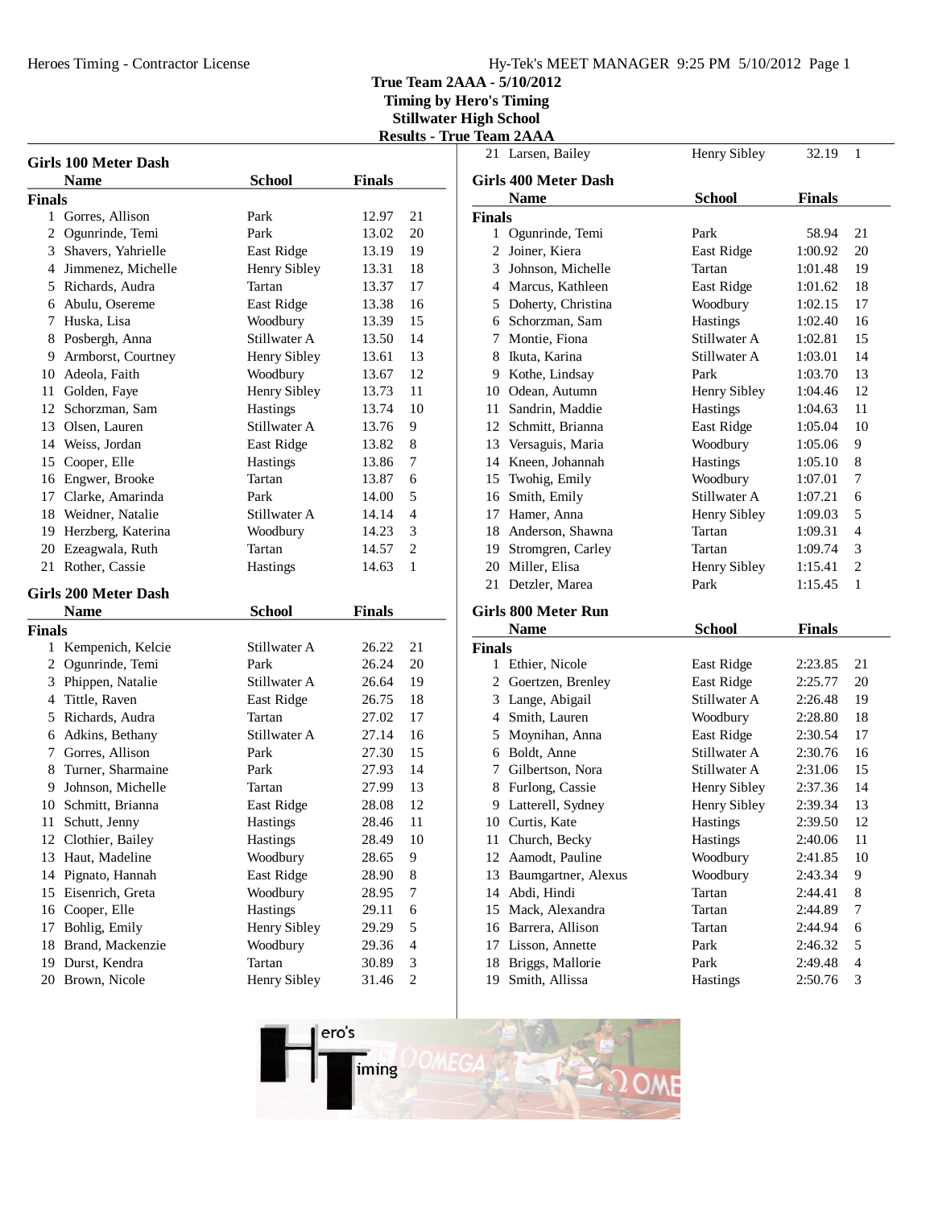# True Team 2AAA - 5/10/2012

**Timing by Hero's Timing**
**Stillwater High School**
**Results - True Team 2AAA**

## Girls 100 Meter Dash

**Finals**

| | Name | School | Finals | Points |
|---|---|---|---|---|
| 1 | Gorres, Allison | Park | 12.97 | 21 |
| 2 | Ogunrinde, Temi | Park | 13.02 | 20 |
| 3 | Shavers, Yahrielle | East Ridge | 13.19 | 19 |
| 4 | Jimmenez, Michelle | Henry Sibley | 13.31 | 18 |
| 5 | Richards, Audra | Tartan | 13.37 | 17 |
| 6 | Abulu, Osereme | East Ridge | 13.38 | 16 |
| 7 | Huska, Lisa | Woodbury | 13.39 | 15 |
| 8 | Posbergh, Anna | Stillwater A | 13.50 | 14 |
| 9 | Armborst, Courtney | Henry Sibley | 13.61 | 13 |
| 10 | Adeola, Faith | Woodbury | 13.67 | 12 |
| 11 | Golden, Faye | Henry Sibley | 13.73 | 11 |
| 12 | Schorzman, Sam | Hastings | 13.74 | 10 |
| 13 | Olsen, Lauren | Stillwater A | 13.76 | 9 |
| 14 | Weiss, Jordan | East Ridge | 13.82 | 8 |
| 15 | Cooper, Elle | Hastings | 13.86 | 7 |
| 16 | Engwer, Brooke | Tartan | 13.87 | 6 |
| 17 | Clarke, Amarinda | Park | 14.00 | 5 |
| 18 | Weidner, Natalie | Stillwater A | 14.14 | 4 |
| 19 | Herzberg, Katerina | Woodbury | 14.23 | 3 |
| 20 | Ezeagwala, Ruth | Tartan | 14.57 | 2 |
| 21 | Rother, Cassie | Hastings | 14.63 | 1 |

## Girls 200 Meter Dash

**Finals**

| | Name | School | Finals | Points |
|---|---|---|---|---|
| 1 | Kempenich, Kelcie | Stillwater A | 26.22 | 21 |
| 2 | Ogunrinde, Temi | Park | 26.24 | 20 |
| 3 | Phippen, Natalie | Stillwater A | 26.64 | 19 |
| 4 | Tittle, Raven | East Ridge | 26.75 | 18 |
| 5 | Richards, Audra | Tartan | 27.02 | 17 |
| 6 | Adkins, Bethany | Stillwater A | 27.14 | 16 |
| 7 | Gorres, Allison | Park | 27.30 | 15 |
| 8 | Turner, Sharmaine | Park | 27.93 | 14 |
| 9 | Johnson, Michelle | Tartan | 27.99 | 13 |
| 10 | Schmitt, Brianna | East Ridge | 28.08 | 12 |
| 11 | Schutt, Jenny | Hastings | 28.46 | 11 |
| 12 | Clothier, Bailey | Hastings | 28.49 | 10 |
| 13 | Haut, Madeline | Woodbury | 28.65 | 9 |
| 14 | Pignato, Hannah | East Ridge | 28.90 | 8 |
| 15 | Eisenrich, Greta | Woodbury | 28.95 | 7 |
| 16 | Cooper, Elle | Hastings | 29.11 | 6 |
| 17 | Bohlig, Emily | Henry Sibley | 29.29 | 5 |
| 18 | Brand, Mackenzie | Woodbury | 29.36 | 4 |
| 19 | Durst, Kendra | Tartan | 30.89 | 3 |
| 20 | Brown, Nicole | Henry Sibley | 31.46 | 2 |
| 21 | Larsen, Bailey | Henry Sibley | 32.19 | 1 |

## Girls 400 Meter Dash

**Finals**

| | Name | School | Finals | Points |
|---|---|---|---|---|
| 1 | Ogunrinde, Temi | Park | 58.94 | 21 |
| 2 | Joiner, Kiera | East Ridge | 1:00.92 | 20 |
| 3 | Johnson, Michelle | Tartan | 1:01.48 | 19 |
| 4 | Marcus, Kathleen | East Ridge | 1:01.62 | 18 |
| 5 | Doherty, Christina | Woodbury | 1:02.15 | 17 |
| 6 | Schorzman, Sam | Hastings | 1:02.40 | 16 |
| 7 | Montie, Fiona | Stillwater A | 1:02.81 | 15 |
| 8 | Ikuta, Karina | Stillwater A | 1:03.01 | 14 |
| 9 | Kothe, Lindsay | Park | 1:03.70 | 13 |
| 10 | Odean, Autumn | Henry Sibley | 1:04.46 | 12 |
| 11 | Sandrin, Maddie | Hastings | 1:04.63 | 11 |
| 12 | Schmitt, Brianna | East Ridge | 1:05.04 | 10 |
| 13 | Versaguis, Maria | Woodbury | 1:05.06 | 9 |
| 14 | Kneen, Johannah | Hastings | 1:05.10 | 8 |
| 15 | Twohig, Emily | Woodbury | 1:07.01 | 7 |
| 16 | Smith, Emily | Stillwater A | 1:07.21 | 6 |
| 17 | Hamer, Anna | Henry Sibley | 1:09.03 | 5 |
| 18 | Anderson, Shawna | Tartan | 1:09.31 | 4 |
| 19 | Stromgren, Carley | Tartan | 1:09.74 | 3 |
| 20 | Miller, Elisa | Henry Sibley | 1:15.41 | 2 |
| 21 | Detzler, Marea | Park | 1:15.45 | 1 |

## Girls 800 Meter Run

**Finals**

| | Name | School | Finals | Points |
|---|---|---|---|---|
| 1 | Ethier, Nicole | East Ridge | 2:23.85 | 21 |
| 2 | Goertzen, Brenley | East Ridge | 2:25.77 | 20 |
| 3 | Lange, Abigail | Stillwater A | 2:26.48 | 19 |
| 4 | Smith, Lauren | Woodbury | 2:28.80 | 18 |
| 5 | Moynihan, Anna | East Ridge | 2:30.54 | 17 |
| 6 | Boldt, Anne | Stillwater A | 2:30.76 | 16 |
| 7 | Gilbertson, Nora | Stillwater A | 2:31.06 | 15 |
| 8 | Furlong, Cassie | Henry Sibley | 2:37.36 | 14 |
| 9 | Latterell, Sydney | Henry Sibley | 2:39.34 | 13 |
| 10 | Curtis, Kate | Hastings | 2:39.50 | 12 |
| 11 | Church, Becky | Hastings | 2:40.06 | 11 |
| 12 | Aamodt, Pauline | Woodbury | 2:41.85 | 10 |
| 13 | Baumgartner, Alexus | Woodbury | 2:43.34 | 9 |
| 14 | Abdi, Hindi | Tartan | 2:44.41 | 8 |
| 15 | Mack, Alexandra | Tartan | 2:44.89 | 7 |
| 16 | Barrera, Allison | Tartan | 2:44.94 | 6 |
| 17 | Lisson, Annette | Park | 2:46.32 | 5 |
| 18 | Briggs, Mallorie | Park | 2:49.48 | 4 |
| 19 | Smith, Allissa | Hastings | 2:50.76 | 3 |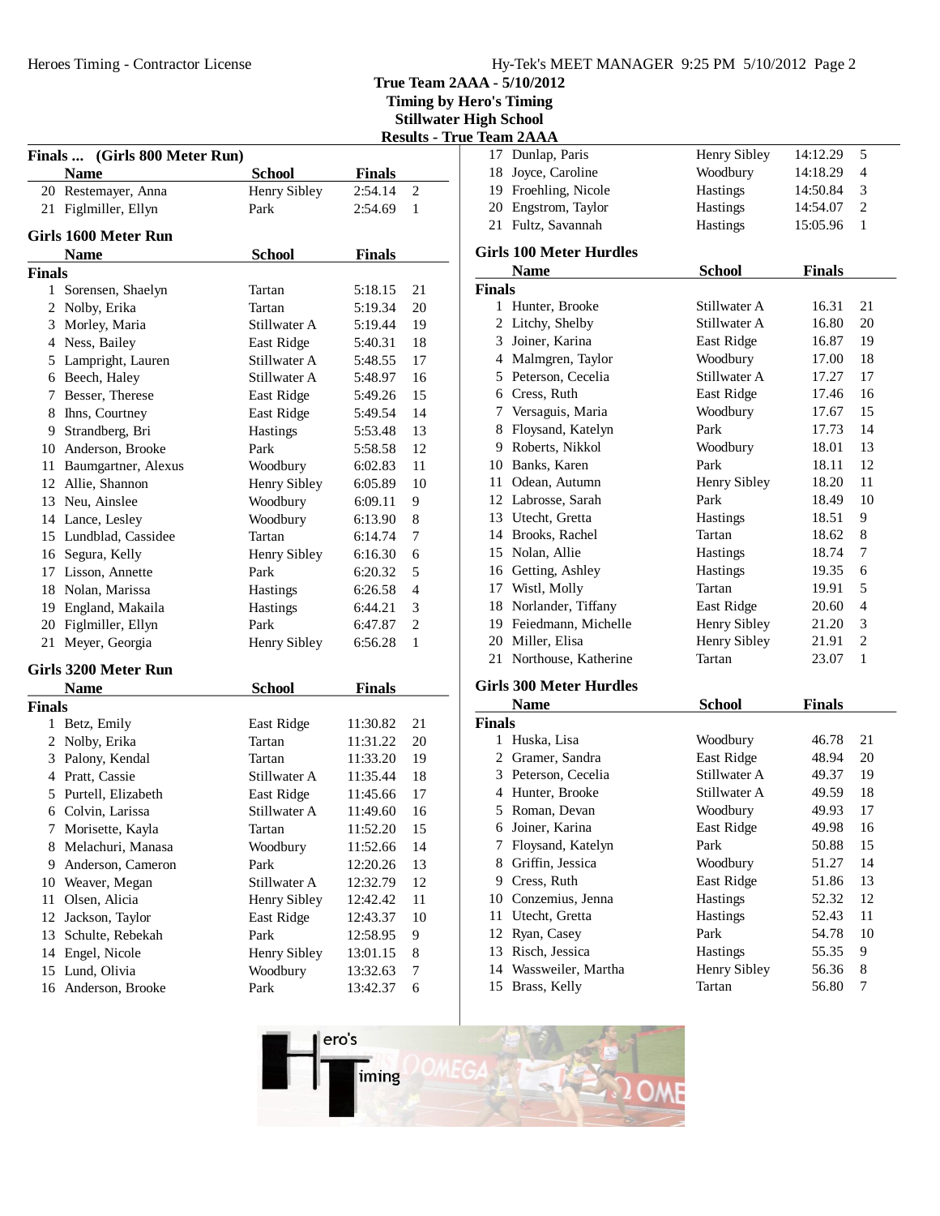True Team 2AAA - 5/10/2012
Timing by Hero's Timing
Stillwater High School
Results - True Team 2AAA

### Finals ... (Girls 800 Meter Run)

| | Name | School | Finals | |
|---|---|---|---|---|
| 20 | Restemayer, Anna | Henry Sibley | 2:54.14 | 2 |
| 21 | Figlmiller, Ellyn | Park | 2:54.69 | 1 |

### Girls 1600 Meter Run

**Finals**

| | Name | School | Finals | |
|---|---|---|---|---|
| 1 | Sorensen, Shaelyn | Tartan | 5:18.15 | 21 |
| 2 | Nolby, Erika | Tartan | 5:19.34 | 20 |
| 3 | Morley, Maria | Stillwater A | 5:19.44 | 19 |
| 4 | Ness, Bailey | East Ridge | 5:40.31 | 18 |
| 5 | Lampright, Lauren | Stillwater A | 5:48.55 | 17 |
| 6 | Beech, Haley | Stillwater A | 5:48.97 | 16 |
| 7 | Besser, Therese | East Ridge | 5:49.26 | 15 |
| 8 | Ihns, Courtney | East Ridge | 5:49.54 | 14 |
| 9 | Strandberg, Bri | Hastings | 5:53.48 | 13 |
| 10 | Anderson, Brooke | Park | 5:58.58 | 12 |
| 11 | Baumgartner, Alexus | Woodbury | 6:02.83 | 11 |
| 12 | Allie, Shannon | Henry Sibley | 6:05.89 | 10 |
| 13 | Neu, Ainslee | Woodbury | 6:09.11 | 9 |
| 14 | Lance, Lesley | Woodbury | 6:13.90 | 8 |
| 15 | Lundblad, Cassidee | Tartan | 6:14.74 | 7 |
| 16 | Segura, Kelly | Henry Sibley | 6:16.30 | 6 |
| 17 | Lisson, Annette | Park | 6:20.32 | 5 |
| 18 | Nolan, Marissa | Hastings | 6:26.58 | 4 |
| 19 | England, Makaila | Hastings | 6:44.21 | 3 |
| 20 | Figlmiller, Ellyn | Park | 6:47.87 | 2 |
| 21 | Meyer, Georgia | Henry Sibley | 6:56.28 | 1 |

### Girls 3200 Meter Run

**Finals**

| | Name | School | Finals | |
|---|---|---|---|---|
| 1 | Betz, Emily | East Ridge | 11:30.82 | 21 |
| 2 | Nolby, Erika | Tartan | 11:31.22 | 20 |
| 3 | Palony, Kendal | Tartan | 11:33.20 | 19 |
| 4 | Pratt, Cassie | Stillwater A | 11:35.44 | 18 |
| 5 | Purtell, Elizabeth | East Ridge | 11:45.66 | 17 |
| 6 | Colvin, Larissa | Stillwater A | 11:49.60 | 16 |
| 7 | Morisette, Kayla | Tartan | 11:52.20 | 15 |
| 8 | Melachuri, Manasa | Woodbury | 11:52.66 | 14 |
| 9 | Anderson, Cameron | Park | 12:20.26 | 13 |
| 10 | Weaver, Megan | Stillwater A | 12:32.79 | 12 |
| 11 | Olsen, Alicia | Henry Sibley | 12:42.42 | 11 |
| 12 | Jackson, Taylor | East Ridge | 12:43.37 | 10 |
| 13 | Schulte, Rebekah | Park | 12:58.95 | 9 |
| 14 | Engel, Nicole | Henry Sibley | 13:01.15 | 8 |
| 15 | Lund, Olivia | Woodbury | 13:32.63 | 7 |
| 16 | Anderson, Brooke | Park | 13:42.37 | 6 |
| 17 | Dunlap, Paris | Henry Sibley | 14:12.29 | 5 |
| 18 | Joyce, Caroline | Woodbury | 14:18.29 | 4 |
| 19 | Froehling, Nicole | Hastings | 14:50.84 | 3 |
| 20 | Engstrom, Taylor | Hastings | 14:54.07 | 2 |
| 21 | Fultz, Savannah | Hastings | 15:05.96 | 1 |

### Girls 100 Meter Hurdles

**Finals**

| | Name | School | Finals | |
|---|---|---|---|---|
| 1 | Hunter, Brooke | Stillwater A | 16.31 | 21 |
| 2 | Litchy, Shelby | Stillwater A | 16.80 | 20 |
| 3 | Joiner, Karina | East Ridge | 16.87 | 19 |
| 4 | Malmgren, Taylor | Woodbury | 17.00 | 18 |
| 5 | Peterson, Cecelia | Stillwater A | 17.27 | 17 |
| 6 | Cress, Ruth | East Ridge | 17.46 | 16 |
| 7 | Versaguis, Maria | Woodbury | 17.67 | 15 |
| 8 | Floysand, Katelyn | Park | 17.73 | 14 |
| 9 | Roberts, Nikkol | Woodbury | 18.01 | 13 |
| 10 | Banks, Karen | Park | 18.11 | 12 |
| 11 | Odean, Autumn | Henry Sibley | 18.20 | 11 |
| 12 | Labrosse, Sarah | Park | 18.49 | 10 |
| 13 | Utecht, Gretta | Hastings | 18.51 | 9 |
| 14 | Brooks, Rachel | Tartan | 18.62 | 8 |
| 15 | Nolan, Allie | Hastings | 18.74 | 7 |
| 16 | Getting, Ashley | Hastings | 19.35 | 6 |
| 17 | Wistl, Molly | Tartan | 19.91 | 5 |
| 18 | Norlander, Tiffany | East Ridge | 20.60 | 4 |
| 19 | Feiedmann, Michelle | Henry Sibley | 21.20 | 3 |
| 20 | Miller, Elisa | Henry Sibley | 21.91 | 2 |
| 21 | Northouse, Katherine | Tartan | 23.07 | 1 |

### Girls 300 Meter Hurdles

**Finals**

| | Name | School | Finals | |
|---|---|---|---|---|
| 1 | Huska, Lisa | Woodbury | 46.78 | 21 |
| 2 | Gramer, Sandra | East Ridge | 48.94 | 20 |
| 3 | Peterson, Cecelia | Stillwater A | 49.37 | 19 |
| 4 | Hunter, Brooke | Stillwater A | 49.59 | 18 |
| 5 | Roman, Devan | Woodbury | 49.93 | 17 |
| 6 | Joiner, Karina | East Ridge | 49.98 | 16 |
| 7 | Floysand, Katelyn | Park | 50.88 | 15 |
| 8 | Griffin, Jessica | Woodbury | 51.27 | 14 |
| 9 | Cress, Ruth | East Ridge | 51.86 | 13 |
| 10 | Conzemius, Jenna | Hastings | 52.32 | 12 |
| 11 | Utecht, Gretta | Hastings | 52.43 | 11 |
| 12 | Ryan, Casey | Park | 54.78 | 10 |
| 13 | Risch, Jessica | Hastings | 55.35 | 9 |
| 14 | Wassweiler, Martha | Henry Sibley | 56.36 | 8 |
| 15 | Brass, Kelly | Tartan | 56.80 | 7 |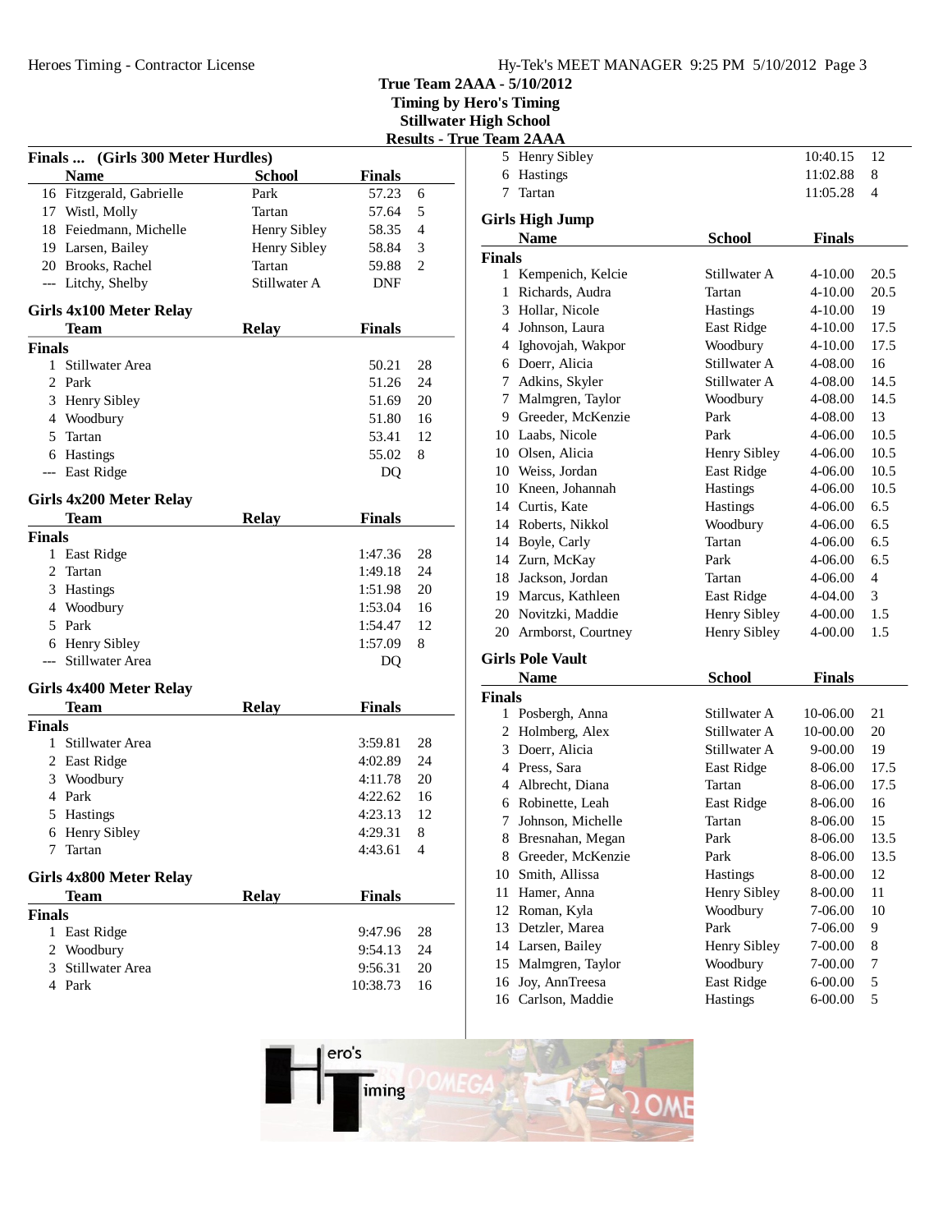True Team 2AAA - 5/10/2012
Timing by Hero's Timing
Stillwater High School
Results - True Team 2AAA

### Finals ... (Girls 300 Meter Hurdles)

| | Name | School | Finals | |
|---|---|---|---|---|
| 16 | Fitzgerald, Gabrielle | Park | 57.23 | 6 |
| 17 | Wistl, Molly | Tartan | 57.64 | 5 |
| 18 | Feiedmann, Michelle | Henry Sibley | 58.35 | 4 |
| 19 | Larsen, Bailey | Henry Sibley | 58.84 | 3 |
| 20 | Brooks, Rachel | Tartan | 59.88 | 2 |
| --- | Litchy, Shelby | Stillwater A | DNF | |

### Girls 4x100 Meter Relay

**Finals**

| | Team | Relay | Finals | |
|---|---|---|---|---|
| 1 | Stillwater Area | | 50.21 | 28 |
| 2 | Park | | 51.26 | 24 |
| 3 | Henry Sibley | | 51.69 | 20 |
| 4 | Woodbury | | 51.80 | 16 |
| 5 | Tartan | | 53.41 | 12 |
| 6 | Hastings | | 55.02 | 8 |
| --- | East Ridge | | DQ | |

### Girls 4x200 Meter Relay

**Finals**

| | Team | Relay | Finals | |
|---|---|---|---|---|
| 1 | East Ridge | | 1:47.36 | 28 |
| 2 | Tartan | | 1:49.18 | 24 |
| 3 | Hastings | | 1:51.98 | 20 |
| 4 | Woodbury | | 1:53.04 | 16 |
| 5 | Park | | 1:54.47 | 12 |
| 6 | Henry Sibley | | 1:57.09 | 8 |
| --- | Stillwater Area | | DQ | |

### Girls 4x400 Meter Relay

**Finals**

| | Team | Relay | Finals | |
|---|---|---|---|---|
| 1 | Stillwater Area | | 3:59.81 | 28 |
| 2 | East Ridge | | 4:02.89 | 24 |
| 3 | Woodbury | | 4:11.78 | 20 |
| 4 | Park | | 4:22.62 | 16 |
| 5 | Hastings | | 4:23.13 | 12 |
| 6 | Henry Sibley | | 4:29.31 | 8 |
| 7 | Tartan | | 4:43.61 | 4 |

### Girls 4x800 Meter Relay

**Finals**

| | Team | Relay | Finals | |
|---|---|---|---|---|
| 1 | East Ridge | | 9:47.96 | 28 |
| 2 | Woodbury | | 9:54.13 | 24 |
| 3 | Stillwater Area | | 9:56.31 | 20 |
| 4 | Park | | 10:38.73 | 16 |
| 5 | Henry Sibley | | 10:40.15 | 12 |
| 6 | Hastings | | 11:02.88 | 8 |
| 7 | Tartan | | 11:05.28 | 4 |

### Girls High Jump

**Finals**

| | Name | School | Finals | |
|---|---|---|---|---|
| 1 | Kempenich, Kelcie | Stillwater A | 4-10.00 | 20.5 |
| 1 | Richards, Audra | Tartan | 4-10.00 | 20.5 |
| 3 | Hollar, Nicole | Hastings | 4-10.00 | 19 |
| 4 | Johnson, Laura | East Ridge | 4-10.00 | 17.5 |
| 4 | Ighovojah, Wakpor | Woodbury | 4-10.00 | 17.5 |
| 6 | Doerr, Alicia | Stillwater A | 4-08.00 | 16 |
| 7 | Adkins, Skyler | Stillwater A | 4-08.00 | 14.5 |
| 7 | Malmgren, Taylor | Woodbury | 4-08.00 | 14.5 |
| 9 | Greeder, McKenzie | Park | 4-08.00 | 13 |
| 10 | Laabs, Nicole | Park | 4-06.00 | 10.5 |
| 10 | Olsen, Alicia | Henry Sibley | 4-06.00 | 10.5 |
| 10 | Weiss, Jordan | East Ridge | 4-06.00 | 10.5 |
| 10 | Kneen, Johannah | Hastings | 4-06.00 | 10.5 |
| 14 | Curtis, Kate | Hastings | 4-06.00 | 6.5 |
| 14 | Roberts, Nikkol | Woodbury | 4-06.00 | 6.5 |
| 14 | Boyle, Carly | Tartan | 4-06.00 | 6.5 |
| 14 | Zurn, McKay | Park | 4-06.00 | 6.5 |
| 18 | Jackson, Jordan | Tartan | 4-06.00 | 4 |
| 19 | Marcus, Kathleen | East Ridge | 4-04.00 | 3 |
| 20 | Novitzki, Maddie | Henry Sibley | 4-00.00 | 1.5 |
| 20 | Armborst, Courtney | Henry Sibley | 4-00.00 | 1.5 |

### Girls Pole Vault

**Finals**

| | Name | School | Finals | |
|---|---|---|---|---|
| 1 | Posbergh, Anna | Stillwater A | 10-06.00 | 21 |
| 2 | Holmberg, Alex | Stillwater A | 10-00.00 | 20 |
| 3 | Doerr, Alicia | Stillwater A | 9-00.00 | 19 |
| 4 | Press, Sara | East Ridge | 8-06.00 | 17.5 |
| 4 | Albrecht, Diana | Tartan | 8-06.00 | 17.5 |
| 6 | Robinette, Leah | East Ridge | 8-06.00 | 16 |
| 7 | Johnson, Michelle | Tartan | 8-06.00 | 15 |
| 8 | Bresnahan, Megan | Park | 8-06.00 | 13.5 |
| 8 | Greeder, McKenzie | Park | 8-06.00 | 13.5 |
| 10 | Smith, Allissa | Hastings | 8-00.00 | 12 |
| 11 | Hamer, Anna | Henry Sibley | 8-00.00 | 11 |
| 12 | Roman, Kyla | Woodbury | 7-06.00 | 10 |
| 13 | Detzler, Marea | Park | 7-06.00 | 9 |
| 14 | Larsen, Bailey | Henry Sibley | 7-00.00 | 8 |
| 15 | Malmgren, Taylor | Woodbury | 7-00.00 | 7 |
| 16 | Joy, AnnTreesa | East Ridge | 6-00.00 | 5 |
| 16 | Carlson, Maddie | Hastings | 6-00.00 | 5 |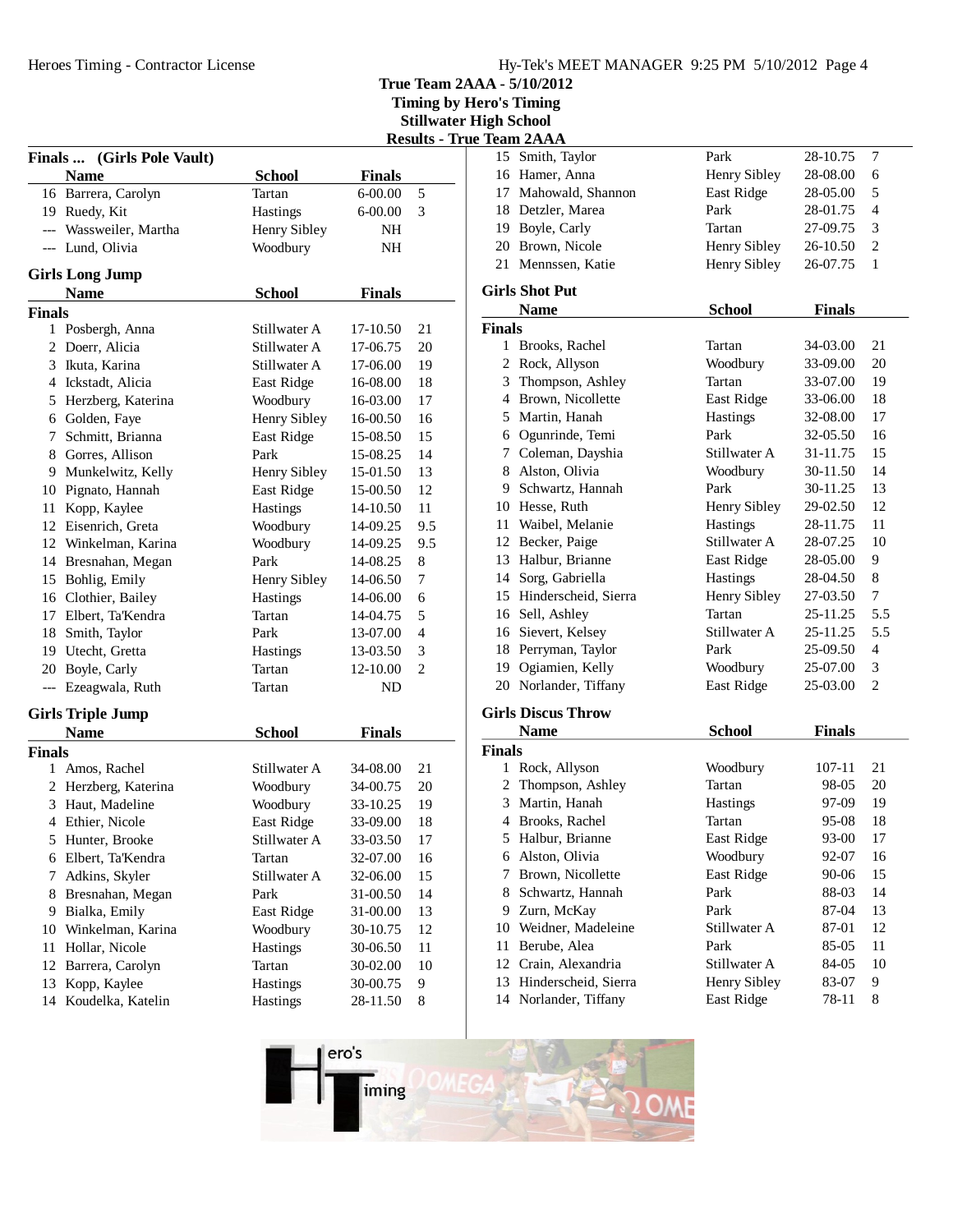True Team 2AAA - 5/10/2012
Timing by Hero's Timing
Stillwater High School
Results - True Team 2AAA

### Finals ... (Girls Pole Vault)

| | Name | School | Finals | |
|---|---|---|---|---|
| 16 | Barrera, Carolyn | Tartan | 6-00.00 | 5 |
| 19 | Ruedy, Kit | Hastings | 6-00.00 | 3 |
| --- | Wassweiler, Martha | Henry Sibley | NH | |
| --- | Lund, Olivia | Woodbury | NH | |

### Girls Long Jump

**Finals**

| | Name | School | Finals | |
|---|---|---|---|---|
| 1 | Posbergh, Anna | Stillwater A | 17-10.50 | 21 |
| 2 | Doerr, Alicia | Stillwater A | 17-06.75 | 20 |
| 3 | Ikuta, Karina | Stillwater A | 17-06.00 | 19 |
| 4 | Ickstadt, Alicia | East Ridge | 16-08.00 | 18 |
| 5 | Herzberg, Katerina | Woodbury | 16-03.00 | 17 |
| 6 | Golden, Faye | Henry Sibley | 16-00.50 | 16 |
| 7 | Schmitt, Brianna | East Ridge | 15-08.50 | 15 |
| 8 | Gorres, Allison | Park | 15-08.25 | 14 |
| 9 | Munkelwitz, Kelly | Henry Sibley | 15-01.50 | 13 |
| 10 | Pignato, Hannah | East Ridge | 15-00.50 | 12 |
| 11 | Kopp, Kaylee | Hastings | 14-10.50 | 11 |
| 12 | Eisenrich, Greta | Woodbury | 14-09.25 | 9.5 |
| 12 | Winkelman, Karina | Woodbury | 14-09.25 | 9.5 |
| 14 | Bresnahan, Megan | Park | 14-08.25 | 8 |
| 15 | Bohlig, Emily | Henry Sibley | 14-06.50 | 7 |
| 16 | Clothier, Bailey | Hastings | 14-06.00 | 6 |
| 17 | Elbert, Ta'Kendra | Tartan | 14-04.75 | 5 |
| 18 | Smith, Taylor | Park | 13-07.00 | 4 |
| 19 | Utecht, Gretta | Hastings | 13-03.50 | 3 |
| 20 | Boyle, Carly | Tartan | 12-10.00 | 2 |
| --- | Ezeagwala, Ruth | Tartan | ND | |

### Girls Triple Jump

**Finals**

| | Name | School | Finals | |
|---|---|---|---|---|
| 1 | Amos, Rachel | Stillwater A | 34-08.00 | 21 |
| 2 | Herzberg, Katerina | Woodbury | 34-00.75 | 20 |
| 3 | Haut, Madeline | Woodbury | 33-10.25 | 19 |
| 4 | Ethier, Nicole | East Ridge | 33-09.00 | 18 |
| 5 | Hunter, Brooke | Stillwater A | 33-03.50 | 17 |
| 6 | Elbert, Ta'Kendra | Tartan | 32-07.00 | 16 |
| 7 | Adkins, Skyler | Stillwater A | 32-06.00 | 15 |
| 8 | Bresnahan, Megan | Park | 31-00.50 | 14 |
| 9 | Bialka, Emily | East Ridge | 31-00.00 | 13 |
| 10 | Winkelman, Karina | Woodbury | 30-10.75 | 12 |
| 11 | Hollar, Nicole | Hastings | 30-06.50 | 11 |
| 12 | Barrera, Carolyn | Tartan | 30-02.00 | 10 |
| 13 | Kopp, Kaylee | Hastings | 30-00.75 | 9 |
| 14 | Koudelka, Katelin | Hastings | 28-11.50 | 8 |
| 15 | Smith, Taylor | Park | 28-10.75 | 7 |
| 16 | Hamer, Anna | Henry Sibley | 28-08.00 | 6 |
| 17 | Mahowald, Shannon | East Ridge | 28-05.00 | 5 |
| 18 | Detzler, Marea | Park | 28-01.75 | 4 |
| 19 | Boyle, Carly | Tartan | 27-09.75 | 3 |
| 20 | Brown, Nicole | Henry Sibley | 26-10.50 | 2 |
| 21 | Mennssen, Katie | Henry Sibley | 26-07.75 | 1 |

### Girls Shot Put

**Finals**

| | Name | School | Finals | |
|---|---|---|---|---|
| 1 | Brooks, Rachel | Tartan | 34-03.00 | 21 |
| 2 | Rock, Allyson | Woodbury | 33-09.00 | 20 |
| 3 | Thompson, Ashley | Tartan | 33-07.00 | 19 |
| 4 | Brown, Nicollette | East Ridge | 33-06.00 | 18 |
| 5 | Martin, Hanah | Hastings | 32-08.00 | 17 |
| 6 | Ogunrinde, Temi | Park | 32-05.50 | 16 |
| 7 | Coleman, Dayshia | Stillwater A | 31-11.75 | 15 |
| 8 | Alston, Olivia | Woodbury | 30-11.50 | 14 |
| 9 | Schwartz, Hannah | Park | 30-11.25 | 13 |
| 10 | Hesse, Ruth | Henry Sibley | 29-02.50 | 12 |
| 11 | Waibel, Melanie | Hastings | 28-11.75 | 11 |
| 12 | Becker, Paige | Stillwater A | 28-07.25 | 10 |
| 13 | Halbur, Brianne | East Ridge | 28-05.00 | 9 |
| 14 | Sorg, Gabriella | Hastings | 28-04.50 | 8 |
| 15 | Hinderscheid, Sierra | Henry Sibley | 27-03.50 | 7 |
| 16 | Sell, Ashley | Tartan | 25-11.25 | 5.5 |
| 16 | Sievert, Kelsey | Stillwater A | 25-11.25 | 5.5 |
| 18 | Perryman, Taylor | Park | 25-09.50 | 4 |
| 19 | Ogiamien, Kelly | Woodbury | 25-07.00 | 3 |
| 20 | Norlander, Tiffany | East Ridge | 25-03.00 | 2 |

### Girls Discus Throw

**Finals**

| | Name | School | Finals | |
|---|---|---|---|---|
| 1 | Rock, Allyson | Woodbury | 107-11 | 21 |
| 2 | Thompson, Ashley | Tartan | 98-05 | 20 |
| 3 | Martin, Hanah | Hastings | 97-09 | 19 |
| 4 | Brooks, Rachel | Tartan | 95-08 | 18 |
| 5 | Halbur, Brianne | East Ridge | 93-00 | 17 |
| 6 | Alston, Olivia | Woodbury | 92-07 | 16 |
| 7 | Brown, Nicollette | East Ridge | 90-06 | 15 |
| 8 | Schwartz, Hannah | Park | 88-03 | 14 |
| 9 | Zurn, McKay | Park | 87-04 | 13 |
| 10 | Weidner, Madeleine | Stillwater A | 87-01 | 12 |
| 11 | Berube, Alea | Park | 85-05 | 11 |
| 12 | Crain, Alexandria | Stillwater A | 84-05 | 10 |
| 13 | Hinderscheid, Sierra | Henry Sibley | 83-07 | 9 |
| 14 | Norlander, Tiffany | East Ridge | 78-11 | 8 |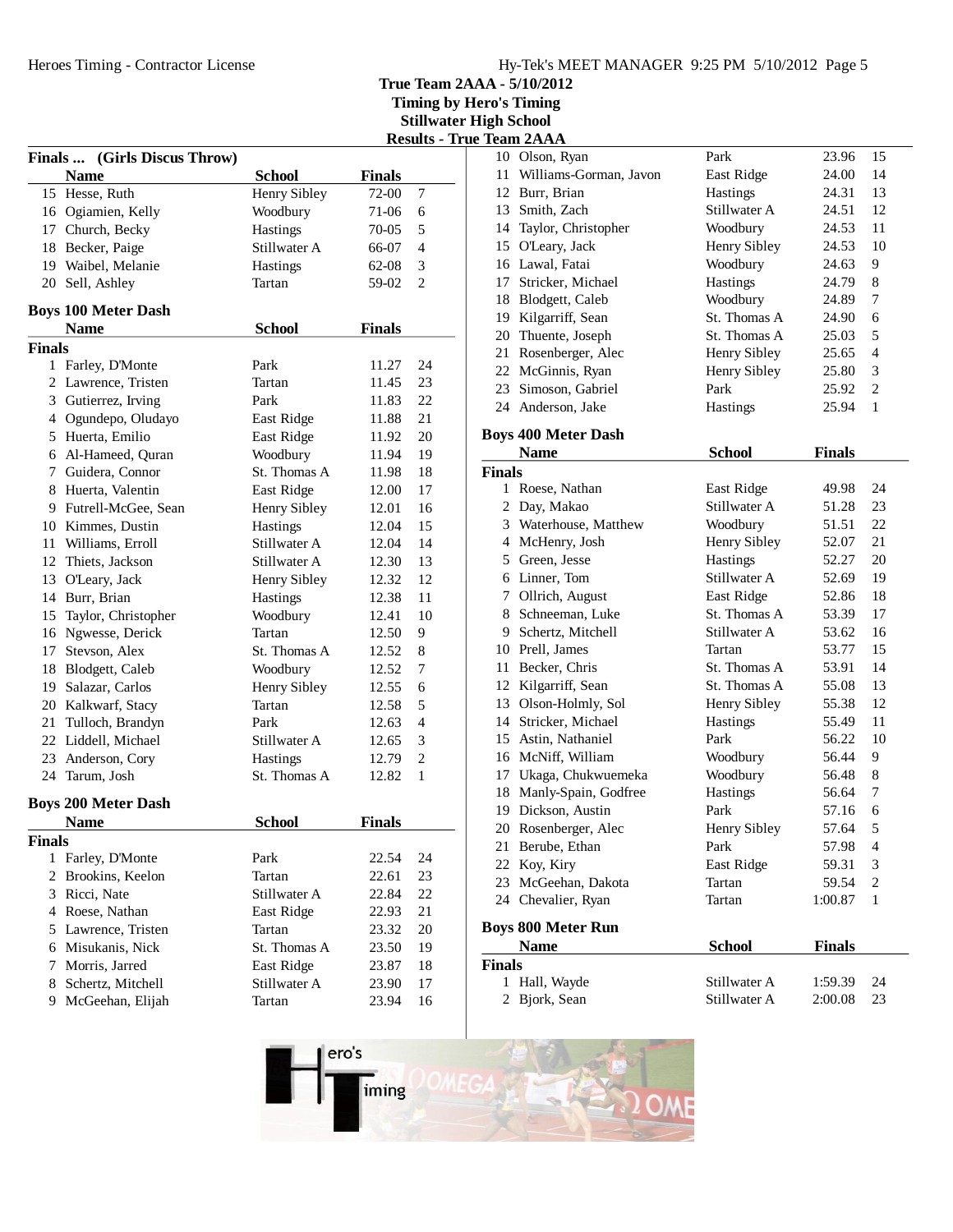True Team 2AAA - 5/10/2012
Timing by Hero's Timing
Stillwater High School

## Results - True Team 2AAA

### Finals ... (Girls Discus Throw)

| | Name | School | Finals | |
|---|---|---|---|---|
| 15 | Hesse, Ruth | Henry Sibley | 72-00 | 7 |
| 16 | Ogiamien, Kelly | Woodbury | 71-06 | 6 |
| 17 | Church, Becky | Hastings | 70-05 | 5 |
| 18 | Becker, Paige | Stillwater A | 66-07 | 4 |
| 19 | Waibel, Melanie | Hastings | 62-08 | 3 |
| 20 | Sell, Ashley | Tartan | 59-02 | 2 |

### Boys 100 Meter Dash

**Finals**

| | Name | School | Finals | |
|---|---|---|---|---|
| 1 | Farley, D'Monte | Park | 11.27 | 24 |
| 2 | Lawrence, Tristen | Tartan | 11.45 | 23 |
| 3 | Gutierrez, Irving | Park | 11.83 | 22 |
| 4 | Ogundepo, Oludayo | East Ridge | 11.88 | 21 |
| 5 | Huerta, Emilio | East Ridge | 11.92 | 20 |
| 6 | Al-Hameed, Quran | Woodbury | 11.94 | 19 |
| 7 | Guidera, Connor | St. Thomas A | 11.98 | 18 |
| 8 | Huerta, Valentin | East Ridge | 12.00 | 17 |
| 9 | Futrell-McGee, Sean | Henry Sibley | 12.01 | 16 |
| 10 | Kimmes, Dustin | Hastings | 12.04 | 15 |
| 11 | Williams, Erroll | Stillwater A | 12.04 | 14 |
| 12 | Thiets, Jackson | Stillwater A | 12.30 | 13 |
| 13 | O'Leary, Jack | Henry Sibley | 12.32 | 12 |
| 14 | Burr, Brian | Hastings | 12.38 | 11 |
| 15 | Taylor, Christopher | Woodbury | 12.41 | 10 |
| 16 | Ngwesse, Derick | Tartan | 12.50 | 9 |
| 17 | Stevson, Alex | St. Thomas A | 12.52 | 8 |
| 18 | Blodgett, Caleb | Woodbury | 12.52 | 7 |
| 19 | Salazar, Carlos | Henry Sibley | 12.55 | 6 |
| 20 | Kalkwarf, Stacy | Tartan | 12.58 | 5 |
| 21 | Tulloch, Brandyn | Park | 12.63 | 4 |
| 22 | Liddell, Michael | Stillwater A | 12.65 | 3 |
| 23 | Anderson, Cory | Hastings | 12.79 | 2 |
| 24 | Tarum, Josh | St. Thomas A | 12.82 | 1 |

### Boys 200 Meter Dash

**Finals**

| | Name | School | Finals | |
|---|---|---|---|---|
| 1 | Farley, D'Monte | Park | 22.54 | 24 |
| 2 | Brookins, Keelon | Tartan | 22.61 | 23 |
| 3 | Ricci, Nate | Stillwater A | 22.84 | 22 |
| 4 | Roese, Nathan | East Ridge | 22.93 | 21 |
| 5 | Lawrence, Tristen | Tartan | 23.32 | 20 |
| 6 | Misukanis, Nick | St. Thomas A | 23.50 | 19 |
| 7 | Morris, Jarred | East Ridge | 23.87 | 18 |
| 8 | Schertz, Mitchell | Stillwater A | 23.90 | 17 |
| 9 | McGeehan, Elijah | Tartan | 23.94 | 16 |
| 10 | Olson, Ryan | Park | 23.96 | 15 |
| 11 | Williams-Gorman, Javon | East Ridge | 24.00 | 14 |
| 12 | Burr, Brian | Hastings | 24.31 | 13 |
| 13 | Smith, Zach | Stillwater A | 24.51 | 12 |
| 14 | Taylor, Christopher | Woodbury | 24.53 | 11 |
| 15 | O'Leary, Jack | Henry Sibley | 24.53 | 10 |
| 16 | Lawal, Fatai | Woodbury | 24.63 | 9 |
| 17 | Stricker, Michael | Hastings | 24.79 | 8 |
| 18 | Blodgett, Caleb | Woodbury | 24.89 | 7 |
| 19 | Kilgarriff, Sean | St. Thomas A | 24.90 | 6 |
| 20 | Thuente, Joseph | St. Thomas A | 25.03 | 5 |
| 21 | Rosenberger, Alec | Henry Sibley | 25.65 | 4 |
| 22 | McGinnis, Ryan | Henry Sibley | 25.80 | 3 |
| 23 | Simoson, Gabriel | Park | 25.92 | 2 |
| 24 | Anderson, Jake | Hastings | 25.94 | 1 |

### Boys 400 Meter Dash

**Finals**

| | Name | School | Finals | |
|---|---|---|---|---|
| 1 | Roese, Nathan | East Ridge | 49.98 | 24 |
| 2 | Day, Makao | Stillwater A | 51.28 | 23 |
| 3 | Waterhouse, Matthew | Woodbury | 51.51 | 22 |
| 4 | McHenry, Josh | Henry Sibley | 52.07 | 21 |
| 5 | Green, Jesse | Hastings | 52.27 | 20 |
| 6 | Linner, Tom | Stillwater A | 52.69 | 19 |
| 7 | Ollrich, August | East Ridge | 52.86 | 18 |
| 8 | Schneeman, Luke | St. Thomas A | 53.39 | 17 |
| 9 | Schertz, Mitchell | Stillwater A | 53.62 | 16 |
| 10 | Prell, James | Tartan | 53.77 | 15 |
| 11 | Becker, Chris | St. Thomas A | 53.91 | 14 |
| 12 | Kilgarriff, Sean | St. Thomas A | 55.08 | 13 |
| 13 | Olson-Holmly, Sol | Henry Sibley | 55.38 | 12 |
| 14 | Stricker, Michael | Hastings | 55.49 | 11 |
| 15 | Astin, Nathaniel | Park | 56.22 | 10 |
| 16 | McNiff, William | Woodbury | 56.44 | 9 |
| 17 | Ukaga, Chukwuemeka | Woodbury | 56.48 | 8 |
| 18 | Manly-Spain, Godfree | Hastings | 56.64 | 7 |
| 19 | Dickson, Austin | Park | 57.16 | 6 |
| 20 | Rosenberger, Alec | Henry Sibley | 57.64 | 5 |
| 21 | Berube, Ethan | Park | 57.98 | 4 |
| 22 | Koy, Kiry | East Ridge | 59.31 | 3 |
| 23 | McGeehan, Dakota | Tartan | 59.54 | 2 |
| 24 | Chevalier, Ryan | Tartan | 1:00.87 | 1 |

### Boys 800 Meter Run

**Finals**

| | Name | School | Finals | |
|---|---|---|---|---|
| 1 | Hall, Wayde | Stillwater A | 1:59.39 | 24 |
| 2 | Bjork, Sean | Stillwater A | 2:00.08 | 23 |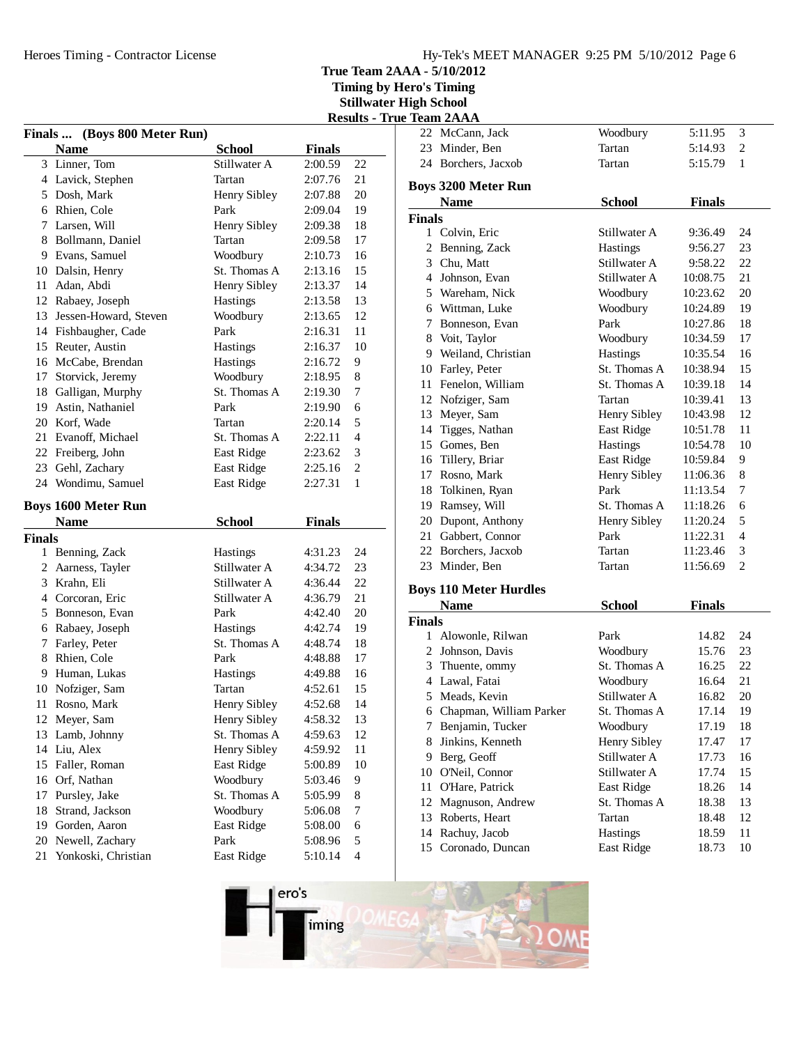**True Team 2AAA - 5/10/2012**
**Timing by Hero's Timing**
**Stillwater High School**
**Results - True Team 2AAA**

## Finals ... (Boys 800 Meter Run)

| | Name | School | Finals | |
|---|---|---|---|---|
| 3 | Linner, Tom | Stillwater A | 2:00.59 | 22 |
| 4 | Lavick, Stephen | Tartan | 2:07.76 | 21 |
| 5 | Dosh, Mark | Henry Sibley | 2:07.88 | 20 |
| 6 | Rhien, Cole | Park | 2:09.04 | 19 |
| 7 | Larsen, Will | Henry Sibley | 2:09.38 | 18 |
| 8 | Bollmann, Daniel | Tartan | 2:09.58 | 17 |
| 9 | Evans, Samuel | Woodbury | 2:10.73 | 16 |
| 10 | Dalsin, Henry | St. Thomas A | 2:13.16 | 15 |
| 11 | Adan, Abdi | Henry Sibley | 2:13.37 | 14 |
| 12 | Rabaey, Joseph | Hastings | 2:13.58 | 13 |
| 13 | Jessen-Howard, Steven | Woodbury | 2:13.65 | 12 |
| 14 | Fishbaugher, Cade | Park | 2:16.31 | 11 |
| 15 | Reuter, Austin | Hastings | 2:16.37 | 10 |
| 16 | McCabe, Brendan | Hastings | 2:16.72 | 9 |
| 17 | Storvick, Jeremy | Woodbury | 2:18.95 | 8 |
| 18 | Galligan, Murphy | St. Thomas A | 2:19.30 | 7 |
| 19 | Astin, Nathaniel | Park | 2:19.90 | 6 |
| 20 | Korf, Wade | Tartan | 2:20.14 | 5 |
| 21 | Evanoff, Michael | St. Thomas A | 2:22.11 | 4 |
| 22 | Freiberg, John | East Ridge | 2:23.62 | 3 |
| 23 | Gehl, Zachary | East Ridge | 2:25.16 | 2 |
| 24 | Wondimu, Samuel | East Ridge | 2:27.31 | 1 |

## Boys 1600 Meter Run

**Finals**

| | Name | School | Finals | |
|---|---|---|---|---|
| 1 | Benning, Zack | Hastings | 4:31.23 | 24 |
| 2 | Aarness, Tayler | Stillwater A | 4:34.72 | 23 |
| 3 | Krahn, Eli | Stillwater A | 4:36.44 | 22 |
| 4 | Corcoran, Eric | Stillwater A | 4:36.79 | 21 |
| 5 | Bonneson, Evan | Park | 4:42.40 | 20 |
| 6 | Rabaey, Joseph | Hastings | 4:42.74 | 19 |
| 7 | Farley, Peter | St. Thomas A | 4:48.74 | 18 |
| 8 | Rhien, Cole | Park | 4:48.88 | 17 |
| 9 | Human, Lukas | Hastings | 4:49.88 | 16 |
| 10 | Nofziger, Sam | Tartan | 4:52.61 | 15 |
| 11 | Rosno, Mark | Henry Sibley | 4:52.68 | 14 |
| 12 | Meyer, Sam | Henry Sibley | 4:58.32 | 13 |
| 13 | Lamb, Johnny | St. Thomas A | 4:59.63 | 12 |
| 14 | Liu, Alex | Henry Sibley | 4:59.92 | 11 |
| 15 | Faller, Roman | East Ridge | 5:00.89 | 10 |
| 16 | Orf, Nathan | Woodbury | 5:03.46 | 9 |
| 17 | Pursley, Jake | St. Thomas A | 5:05.99 | 8 |
| 18 | Strand, Jackson | Woodbury | 5:06.08 | 7 |
| 19 | Gorden, Aaron | East Ridge | 5:08.00 | 6 |
| 20 | Newell, Zachary | Park | 5:08.96 | 5 |
| 21 | Yonkoski, Christian | East Ridge | 5:10.14 | 4 |
| 22 | McCann, Jack | Woodbury | 5:11.95 | 3 |
| 23 | Minder, Ben | Tartan | 5:14.93 | 2 |
| 24 | Borchers, Jacxob | Tartan | 5:15.79 | 1 |

## Boys 3200 Meter Run

**Finals**

| | Name | School | Finals | |
|---|---|---|---|---|
| 1 | Colvin, Eric | Stillwater A | 9:36.49 | 24 |
| 2 | Benning, Zack | Hastings | 9:56.27 | 23 |
| 3 | Chu, Matt | Stillwater A | 9:58.22 | 22 |
| 4 | Johnson, Evan | Stillwater A | 10:08.75 | 21 |
| 5 | Wareham, Nick | Woodbury | 10:23.62 | 20 |
| 6 | Wittman, Luke | Woodbury | 10:24.89 | 19 |
| 7 | Bonneson, Evan | Park | 10:27.86 | 18 |
| 8 | Voit, Taylor | Woodbury | 10:34.59 | 17 |
| 9 | Weiland, Christian | Hastings | 10:35.54 | 16 |
| 10 | Farley, Peter | St. Thomas A | 10:38.94 | 15 |
| 11 | Fenelon, William | St. Thomas A | 10:39.18 | 14 |
| 12 | Nofziger, Sam | Tartan | 10:39.41 | 13 |
| 13 | Meyer, Sam | Henry Sibley | 10:43.98 | 12 |
| 14 | Tigges, Nathan | East Ridge | 10:51.78 | 11 |
| 15 | Gomes, Ben | Hastings | 10:54.78 | 10 |
| 16 | Tillery, Briar | East Ridge | 10:59.84 | 9 |
| 17 | Rosno, Mark | Henry Sibley | 11:06.36 | 8 |
| 18 | Tolkinen, Ryan | Park | 11:13.54 | 7 |
| 19 | Ramsey, Will | St. Thomas A | 11:18.26 | 6 |
| 20 | Dupont, Anthony | Henry Sibley | 11:20.24 | 5 |
| 21 | Gabbert, Connor | Park | 11:22.31 | 4 |
| 22 | Borchers, Jacxob | Tartan | 11:23.46 | 3 |
| 23 | Minder, Ben | Tartan | 11:56.69 | 2 |

## Boys 110 Meter Hurdles

**Finals**

| | Name | School | Finals | |
|---|---|---|---|---|
| 1 | Alowonle, Rilwan | Park | 14.82 | 24 |
| 2 | Johnson, Davis | Woodbury | 15.76 | 23 |
| 3 | Thuente, ommy | St. Thomas A | 16.25 | 22 |
| 4 | Lawal, Fatai | Woodbury | 16.64 | 21 |
| 5 | Meads, Kevin | Stillwater A | 16.82 | 20 |
| 6 | Chapman, William Parker | St. Thomas A | 17.14 | 19 |
| 7 | Benjamin, Tucker | Woodbury | 17.19 | 18 |
| 8 | Jinkins, Kenneth | Henry Sibley | 17.47 | 17 |
| 9 | Berg, Geoff | Stillwater A | 17.73 | 16 |
| 10 | O'Neil, Connor | Stillwater A | 17.74 | 15 |
| 11 | O'Hare, Patrick | East Ridge | 18.26 | 14 |
| 12 | Magnuson, Andrew | St. Thomas A | 18.38 | 13 |
| 13 | Roberts, Heart | Tartan | 18.48 | 12 |
| 14 | Rachuy, Jacob | Hastings | 18.59 | 11 |
| 15 | Coronado, Duncan | East Ridge | 18.73 | 10 |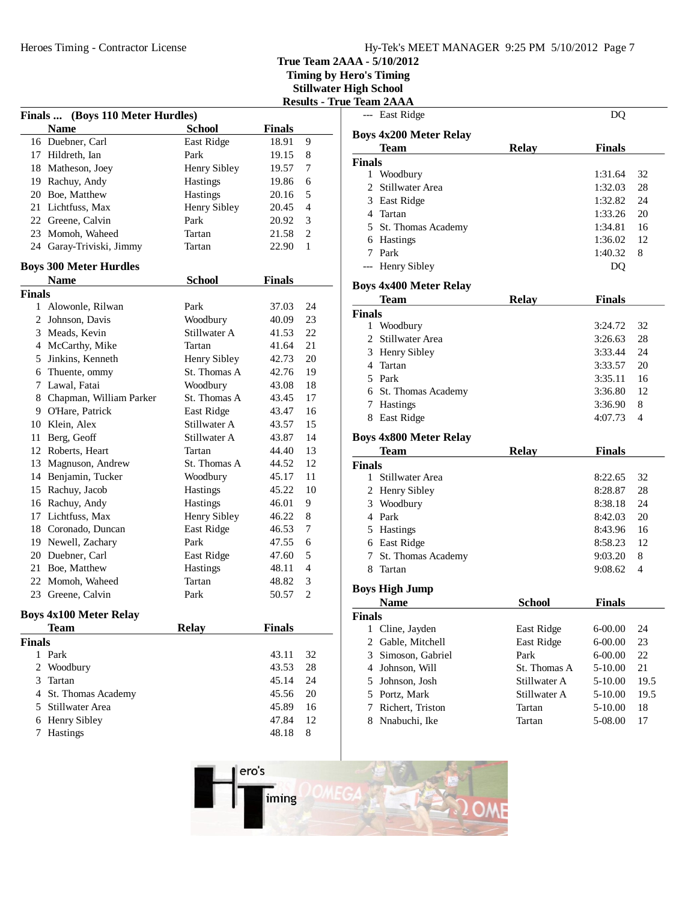True Team 2AAA - 5/10/2012
Timing by Hero's Timing
Stillwater High School

## Results - True Team 2AAA

### Finals ... (Boys 110 Meter Hurdles)

| | Name | School | Finals | |
|---|---|---|---|---|
| 16 | Duebner, Carl | East Ridge | 18.91 | 9 |
| 17 | Hildreth, Ian | Park | 19.15 | 8 |
| 18 | Matheson, Joey | Henry Sibley | 19.57 | 7 |
| 19 | Rachuy, Andy | Hastings | 19.86 | 6 |
| 20 | Boe, Matthew | Hastings | 20.16 | 5 |
| 21 | Lichtfuss, Max | Henry Sibley | 20.45 | 4 |
| 22 | Greene, Calvin | Park | 20.92 | 3 |
| 23 | Momoh, Waheed | Tartan | 21.58 | 2 |
| 24 | Garay-Triviski, Jimmy | Tartan | 22.90 | 1 |

### Boys 300 Meter Hurdles

| | Name | School | Finals | |
|---|---|---|---|---|
| **Finals** | | | | |
| 1 | Alowonle, Rilwan | Park | 37.03 | 24 |
| 2 | Johnson, Davis | Woodbury | 40.09 | 23 |
| 3 | Meads, Kevin | Stillwater A | 41.53 | 22 |
| 4 | McCarthy, Mike | Tartan | 41.64 | 21 |
| 5 | Jinkins, Kenneth | Henry Sibley | 42.73 | 20 |
| 6 | Thuente, ommy | St. Thomas A | 42.76 | 19 |
| 7 | Lawal, Fatai | Woodbury | 43.08 | 18 |
| 8 | Chapman, William Parker | St. Thomas A | 43.45 | 17 |
| 9 | O'Hare, Patrick | East Ridge | 43.47 | 16 |
| 10 | Klein, Alex | Stillwater A | 43.57 | 15 |
| 11 | Berg, Geoff | Stillwater A | 43.87 | 14 |
| 12 | Roberts, Heart | Tartan | 44.40 | 13 |
| 13 | Magnuson, Andrew | St. Thomas A | 44.52 | 12 |
| 14 | Benjamin, Tucker | Woodbury | 45.17 | 11 |
| 15 | Rachuy, Jacob | Hastings | 45.22 | 10 |
| 16 | Rachuy, Andy | Hastings | 46.01 | 9 |
| 17 | Lichtfuss, Max | Henry Sibley | 46.22 | 8 |
| 18 | Coronado, Duncan | East Ridge | 46.53 | 7 |
| 19 | Newell, Zachary | Park | 47.55 | 6 |
| 20 | Duebner, Carl | East Ridge | 47.60 | 5 |
| 21 | Boe, Matthew | Hastings | 48.11 | 4 |
| 22 | Momoh, Waheed | Tartan | 48.82 | 3 |
| 23 | Greene, Calvin | Park | 50.57 | 2 |

### Boys 4x100 Meter Relay

| | Team | Relay | Finals | |
|---|---|---|---|---|
| **Finals** | | | | |
| 1 | Park | | 43.11 | 32 |
| 2 | Woodbury | | 43.53 | 28 |
| 3 | Tartan | | 45.14 | 24 |
| 4 | St. Thomas Academy | | 45.56 | 20 |
| 5 | Stillwater Area | | 45.89 | 16 |
| 6 | Henry Sibley | | 47.84 | 12 |
| 7 | Hastings | | 48.18 | 8 |
| --- | East Ridge | | DQ | |

### Boys 4x200 Meter Relay

| | Team | Relay | Finals | |
|---|---|---|---|---|
| **Finals** | | | | |
| 1 | Woodbury | | 1:31.64 | 32 |
| 2 | Stillwater Area | | 1:32.03 | 28 |
| 3 | East Ridge | | 1:32.82 | 24 |
| 4 | Tartan | | 1:33.26 | 20 |
| 5 | St. Thomas Academy | | 1:34.81 | 16 |
| 6 | Hastings | | 1:36.02 | 12 |
| 7 | Park | | 1:40.32 | 8 |
| --- | Henry Sibley | | DQ | |

### Boys 4x400 Meter Relay

| | Team | Relay | Finals | |
|---|---|---|---|---|
| **Finals** | | | | |
| 1 | Woodbury | | 3:24.72 | 32 |
| 2 | Stillwater Area | | 3:26.63 | 28 |
| 3 | Henry Sibley | | 3:33.44 | 24 |
| 4 | Tartan | | 3:33.57 | 20 |
| 5 | Park | | 3:35.11 | 16 |
| 6 | St. Thomas Academy | | 3:36.80 | 12 |
| 7 | Hastings | | 3:36.90 | 8 |
| 8 | East Ridge | | 4:07.73 | 4 |

### Boys 4x800 Meter Relay

| | Team | Relay | Finals | |
|---|---|---|---|---|
| **Finals** | | | | |
| 1 | Stillwater Area | | 8:22.65 | 32 |
| 2 | Henry Sibley | | 8:28.87 | 28 |
| 3 | Woodbury | | 8:38.18 | 24 |
| 4 | Park | | 8:42.03 | 20 |
| 5 | Hastings | | 8:43.96 | 16 |
| 6 | East Ridge | | 8:58.23 | 12 |
| 7 | St. Thomas Academy | | 9:03.20 | 8 |
| 8 | Tartan | | 9:08.62 | 4 |

### Boys High Jump

| | Name | School | Finals | |
|---|---|---|---|---|
| **Finals** | | | | |
| 1 | Cline, Jayden | East Ridge | 6-00.00 | 24 |
| 2 | Gable, Mitchell | East Ridge | 6-00.00 | 23 |
| 3 | Simoson, Gabriel | Park | 6-00.00 | 22 |
| 4 | Johnson, Will | St. Thomas A | 5-10.00 | 21 |
| 5 | Johnson, Josh | Stillwater A | 5-10.00 | 19.5 |
| 5 | Portz, Mark | Stillwater A | 5-10.00 | 19.5 |
| 7 | Richert, Triston | Tartan | 5-10.00 | 18 |
| 8 | Nnabuchi, Ike | Tartan | 5-08.00 | 17 |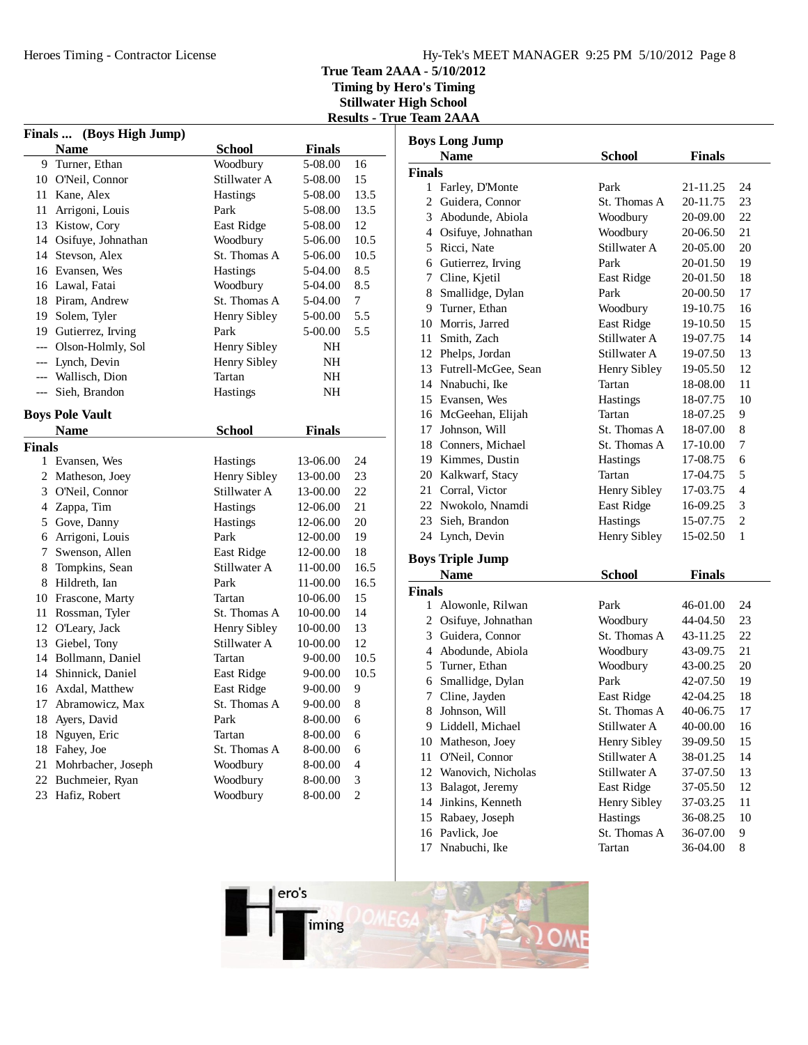# True Team 2AAA - 5/10/2012
## Timing by Hero's Timing
## Stillwater High School
## Results - True Team 2AAA

### Finals ... (Boys High Jump)

| | Name | School | Finals | |
|---|---|---|---|---|
| 9 | Turner, Ethan | Woodbury | 5-08.00 | 16 |
| 10 | O'Neil, Connor | Stillwater A | 5-08.00 | 15 |
| 11 | Kane, Alex | Hastings | 5-08.00 | 13.5 |
| 11 | Arrigoni, Louis | Park | 5-08.00 | 13.5 |
| 13 | Kistow, Cory | East Ridge | 5-08.00 | 12 |
| 14 | Osifuye, Johnathan | Woodbury | 5-06.00 | 10.5 |
| 14 | Stevson, Alex | St. Thomas A | 5-06.00 | 10.5 |
| 16 | Evansen, Wes | Hastings | 5-04.00 | 8.5 |
| 16 | Lawal, Fatai | Woodbury | 5-04.00 | 8.5 |
| 18 | Piram, Andrew | St. Thomas A | 5-04.00 | 7 |
| 19 | Solem, Tyler | Henry Sibley | 5-00.00 | 5.5 |
| 19 | Gutierrez, Irving | Park | 5-00.00 | 5.5 |
| --- | Olson-Holmly, Sol | Henry Sibley | NH | |
| --- | Lynch, Devin | Henry Sibley | NH | |
| --- | Wallisch, Dion | Tartan | NH | |
| --- | Sieh, Brandon | Hastings | NH | |

### Boys Pole Vault

**Finals**

| | Name | School | Finals | |
|---|---|---|---|---|
| 1 | Evansen, Wes | Hastings | 13-06.00 | 24 |
| 2 | Matheson, Joey | Henry Sibley | 13-00.00 | 23 |
| 3 | O'Neil, Connor | Stillwater A | 13-00.00 | 22 |
| 4 | Zappa, Tim | Hastings | 12-06.00 | 21 |
| 5 | Gove, Danny | Hastings | 12-06.00 | 20 |
| 6 | Arrigoni, Louis | Park | 12-00.00 | 19 |
| 7 | Swenson, Allen | East Ridge | 12-00.00 | 18 |
| 8 | Tompkins, Sean | Stillwater A | 11-00.00 | 16.5 |
| 8 | Hildreth, Ian | Park | 11-00.00 | 16.5 |
| 10 | Frascone, Marty | Tartan | 10-06.00 | 15 |
| 11 | Rossman, Tyler | St. Thomas A | 10-00.00 | 14 |
| 12 | O'Leary, Jack | Henry Sibley | 10-00.00 | 13 |
| 13 | Giebel, Tony | Stillwater A | 10-00.00 | 12 |
| 14 | Bollmann, Daniel | Tartan | 9-00.00 | 10.5 |
| 14 | Shinnick, Daniel | East Ridge | 9-00.00 | 10.5 |
| 16 | Axdal, Matthew | East Ridge | 9-00.00 | 9 |
| 17 | Abramowicz, Max | St. Thomas A | 9-00.00 | 8 |
| 18 | Ayers, David | Park | 8-00.00 | 6 |
| 18 | Nguyen, Eric | Tartan | 8-00.00 | 6 |
| 18 | Fahey, Joe | St. Thomas A | 8-00.00 | 6 |
| 21 | Mohrbacher, Joseph | Woodbury | 8-00.00 | 4 |
| 22 | Buchmeier, Ryan | Woodbury | 8-00.00 | 3 |
| 23 | Hafiz, Robert | Woodbury | 8-00.00 | 2 |

### Boys Long Jump

**Finals**

| | Name | School | Finals | |
|---|---|---|---|---|
| 1 | Farley, D'Monte | Park | 21-11.25 | 24 |
| 2 | Guidera, Connor | St. Thomas A | 20-11.75 | 23 |
| 3 | Abodunde, Abiola | Woodbury | 20-09.00 | 22 |
| 4 | Osifuye, Johnathan | Woodbury | 20-06.50 | 21 |
| 5 | Ricci, Nate | Stillwater A | 20-05.00 | 20 |
| 6 | Gutierrez, Irving | Park | 20-01.50 | 19 |
| 7 | Cline, Kjetil | East Ridge | 20-01.50 | 18 |
| 8 | Smallidge, Dylan | Park | 20-00.50 | 17 |
| 9 | Turner, Ethan | Woodbury | 19-10.75 | 16 |
| 10 | Morris, Jarred | East Ridge | 19-10.50 | 15 |
| 11 | Smith, Zach | Stillwater A | 19-07.75 | 14 |
| 12 | Phelps, Jordan | Stillwater A | 19-07.50 | 13 |
| 13 | Futrell-McGee, Sean | Henry Sibley | 19-05.50 | 12 |
| 14 | Nnabuchi, Ike | Tartan | 18-08.00 | 11 |
| 15 | Evansen, Wes | Hastings | 18-07.75 | 10 |
| 16 | McGeehan, Elijah | Tartan | 18-07.25 | 9 |
| 17 | Johnson, Will | St. Thomas A | 18-07.00 | 8 |
| 18 | Conners, Michael | St. Thomas A | 17-10.00 | 7 |
| 19 | Kimmes, Dustin | Hastings | 17-08.75 | 6 |
| 20 | Kalkwarf, Stacy | Tartan | 17-04.75 | 5 |
| 21 | Corral, Victor | Henry Sibley | 17-03.75 | 4 |
| 22 | Nwokolo, Nnamdi | East Ridge | 16-09.25 | 3 |
| 23 | Sieh, Brandon | Hastings | 15-07.75 | 2 |
| 24 | Lynch, Devin | Henry Sibley | 15-02.50 | 1 |

### Boys Triple Jump

**Finals**

| | Name | School | Finals | |
|---|---|---|---|---|
| 1 | Alowonle, Rilwan | Park | 46-01.00 | 24 |
| 2 | Osifuye, Johnathan | Woodbury | 44-04.50 | 23 |
| 3 | Guidera, Connor | St. Thomas A | 43-11.25 | 22 |
| 4 | Abodunde, Abiola | Woodbury | 43-09.75 | 21 |
| 5 | Turner, Ethan | Woodbury | 43-00.25 | 20 |
| 6 | Smallidge, Dylan | Park | 42-07.50 | 19 |
| 7 | Cline, Jayden | East Ridge | 42-04.25 | 18 |
| 8 | Johnson, Will | St. Thomas A | 40-06.75 | 17 |
| 9 | Liddell, Michael | Stillwater A | 40-00.00 | 16 |
| 10 | Matheson, Joey | Henry Sibley | 39-09.50 | 15 |
| 11 | O'Neil, Connor | Stillwater A | 38-01.25 | 14 |
| 12 | Wanovich, Nicholas | Stillwater A | 37-07.50 | 13 |
| 13 | Balagot, Jeremy | East Ridge | 37-05.50 | 12 |
| 14 | Jinkins, Kenneth | Henry Sibley | 37-03.25 | 11 |
| 15 | Rabaey, Joseph | Hastings | 36-08.25 | 10 |
| 16 | Pavlick, Joe | St. Thomas A | 36-07.00 | 9 |
| 17 | Nnabuchi, Ike | Tartan | 36-04.00 | 8 |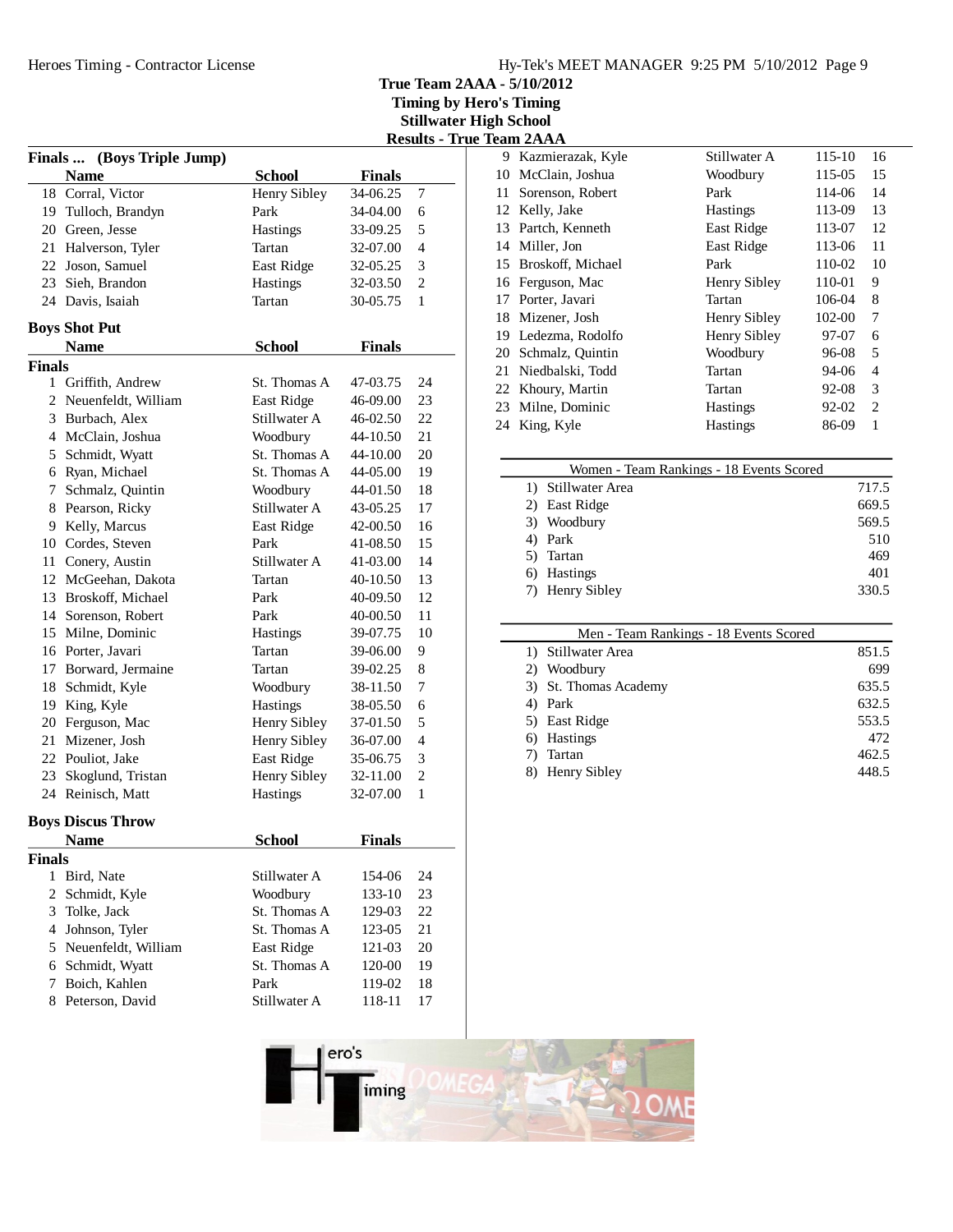True Team 2AAA - 5/10/2012
Timing by Hero's Timing
Stillwater High School

## Results - True Team 2AAA

### Finals ... (Boys Triple Jump)

| | Name | School | Finals | |
|---|---|---|---|---|
| 18 | Corral, Victor | Henry Sibley | 34-06.25 | 7 |
| 19 | Tulloch, Brandyn | Park | 34-04.00 | 6 |
| 20 | Green, Jesse | Hastings | 33-09.25 | 5 |
| 21 | Halverson, Tyler | Tartan | 32-07.00 | 4 |
| 22 | Joson, Samuel | East Ridge | 32-05.25 | 3 |
| 23 | Sieh, Brandon | Hastings | 32-03.50 | 2 |
| 24 | Davis, Isaiah | Tartan | 30-05.75 | 1 |

### Boys Shot Put

**Finals**

| | Name | School | Finals | |
|---|---|---|---|---|
| 1 | Griffith, Andrew | St. Thomas A | 47-03.75 | 24 |
| 2 | Neuenfeldt, William | East Ridge | 46-09.00 | 23 |
| 3 | Burbach, Alex | Stillwater A | 46-02.50 | 22 |
| 4 | McClain, Joshua | Woodbury | 44-10.50 | 21 |
| 5 | Schmidt, Wyatt | St. Thomas A | 44-10.00 | 20 |
| 6 | Ryan, Michael | St. Thomas A | 44-05.00 | 19 |
| 7 | Schmalz, Quintin | Woodbury | 44-01.50 | 18 |
| 8 | Pearson, Ricky | Stillwater A | 43-05.25 | 17 |
| 9 | Kelly, Marcus | East Ridge | 42-00.50 | 16 |
| 10 | Cordes, Steven | Park | 41-08.50 | 15 |
| 11 | Conery, Austin | Stillwater A | 41-03.00 | 14 |
| 12 | McGeehan, Dakota | Tartan | 40-10.50 | 13 |
| 13 | Broskoff, Michael | Park | 40-09.50 | 12 |
| 14 | Sorenson, Robert | Park | 40-00.50 | 11 |
| 15 | Milne, Dominic | Hastings | 39-07.75 | 10 |
| 16 | Porter, Javari | Tartan | 39-06.00 | 9 |
| 17 | Borward, Jermaine | Tartan | 39-02.25 | 8 |
| 18 | Schmidt, Kyle | Woodbury | 38-11.50 | 7 |
| 19 | King, Kyle | Hastings | 38-05.50 | 6 |
| 20 | Ferguson, Mac | Henry Sibley | 37-01.50 | 5 |
| 21 | Mizener, Josh | Henry Sibley | 36-07.00 | 4 |
| 22 | Pouliot, Jake | East Ridge | 35-06.75 | 3 |
| 23 | Skoglund, Tristan | Henry Sibley | 32-11.00 | 2 |
| 24 | Reinisch, Matt | Hastings | 32-07.00 | 1 |

### Boys Discus Throw

**Finals**

| | Name | School | Finals | |
|---|---|---|---|---|
| 1 | Bird, Nate | Stillwater A | 154-06 | 24 |
| 2 | Schmidt, Kyle | Woodbury | 133-10 | 23 |
| 3 | Tolke, Jack | St. Thomas A | 129-03 | 22 |
| 4 | Johnson, Tyler | St. Thomas A | 123-05 | 21 |
| 5 | Neuenfeldt, William | East Ridge | 121-03 | 20 |
| 6 | Schmidt, Wyatt | St. Thomas A | 120-00 | 19 |
| 7 | Boich, Kahlen | Park | 119-02 | 18 |
| 8 | Peterson, David | Stillwater A | 118-11 | 17 |
| 9 | Kazmierazak, Kyle | Stillwater A | 115-10 | 16 |
| 10 | McClain, Joshua | Woodbury | 115-05 | 15 |
| 11 | Sorenson, Robert | Park | 114-06 | 14 |
| 12 | Kelly, Jake | Hastings | 113-09 | 13 |
| 13 | Partch, Kenneth | East Ridge | 113-07 | 12 |
| 14 | Miller, Jon | East Ridge | 113-06 | 11 |
| 15 | Broskoff, Michael | Park | 110-02 | 10 |
| 16 | Ferguson, Mac | Henry Sibley | 110-01 | 9 |
| 17 | Porter, Javari | Tartan | 106-04 | 8 |
| 18 | Mizener, Josh | Henry Sibley | 102-00 | 7 |
| 19 | Ledezma, Rodolfo | Henry Sibley | 97-07 | 6 |
| 20 | Schmalz, Quintin | Woodbury | 96-08 | 5 |
| 21 | Niedbalski, Todd | Tartan | 94-06 | 4 |
| 22 | Khoury, Martin | Tartan | 92-08 | 3 |
| 23 | Milne, Dominic | Hastings | 92-02 | 2 |
| 24 | King, Kyle | Hastings | 86-09 | 1 |

### Women - Team Rankings - 18 Events Scored

| | Team | Points |
|---|---|---|
| 1) | Stillwater Area | 717.5 |
| 2) | East Ridge | 669.5 |
| 3) | Woodbury | 569.5 |
| 4) | Park | 510 |
| 5) | Tartan | 469 |
| 6) | Hastings | 401 |
| 7) | Henry Sibley | 330.5 |

### Men - Team Rankings - 18 Events Scored

| | Team | Points |
|---|---|---|
| 1) | Stillwater Area | 851.5 |
| 2) | Woodbury | 699 |
| 3) | St. Thomas Academy | 635.5 |
| 4) | Park | 632.5 |
| 5) | East Ridge | 553.5 |
| 6) | Hastings | 472 |
| 7) | Tartan | 462.5 |
| 8) | Henry Sibley | 448.5 |